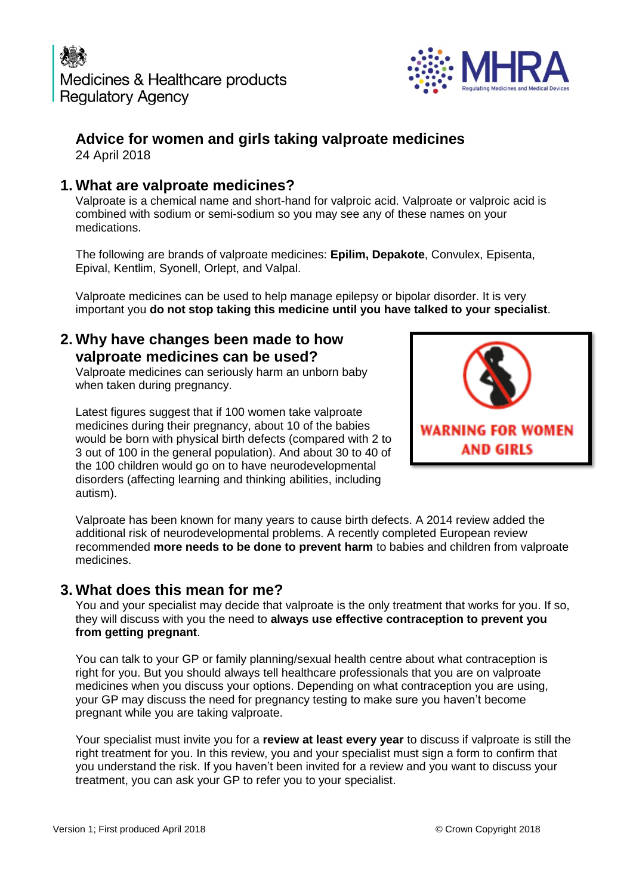Medicines & Healthcare products Regulatory Agency

MHRA Regulating Medicines and Medical Devices

# Advice for women and girls taking valproate medicines

24 April 2018

## 1. What are valproate medicines?

Valproate is a chemical name and short-hand for valproic acid. Valproate or valproic acid is combined with sodium or semi-sodium so you may see any of these names on your medications.

The following are brands of valproate medicines: **Epilim, Depakote**, Convulex, Episenta, Epival, Kentlim, Syonell, Orlept, and Valpal.

Valproate medicines can be used to help manage epilepsy or bipolar disorder. It is very important you **do not stop taking this medicine until you have talked to your specialist**.

## 2. Why have changes been made to how valproate medicines can be used?

Valproate medicines can seriously harm an unborn baby when taken during pregnancy.

WARNING FOR WOMEN AND GIRLS

Latest figures suggest that if 100 women take valproate medicines during their pregnancy, about 10 of the babies would be born with physical birth defects (compared with 2 to 3 out of 100 in the general population). And about 30 to 40 of the 100 children would go on to have neurodevelopmental disorders (affecting learning and thinking abilities, including autism).

Valproate has been known for many years to cause birth defects. A 2014 review added the additional risk of neurodevelopmental problems. A recently completed European review recommended **more needs to be done to prevent harm** to babies and children from valproate medicines.

## 3. What does this mean for me?

You and your specialist may decide that valproate is the only treatment that works for you. If so, they will discuss with you the need to **always use effective contraception to prevent you from getting pregnant**.

You can talk to your GP or family planning/sexual health centre about what contraception is right for you. But you should always tell healthcare professionals that you are on valproate medicines when you discuss your options. Depending on what contraception you are using, your GP may discuss the need for pregnancy testing to make sure you haven't become pregnant while you are taking valproate.

Your specialist must invite you for a **review at least every year** to discuss if valproate is still the right treatment for you. In this review, you and your specialist must sign a form to confirm that you understand the risk. If you haven't been invited for a review and you want to discuss your treatment, you can ask your GP to refer you to your specialist.

Version 1; First produced April 2018

© Crown Copyright 2018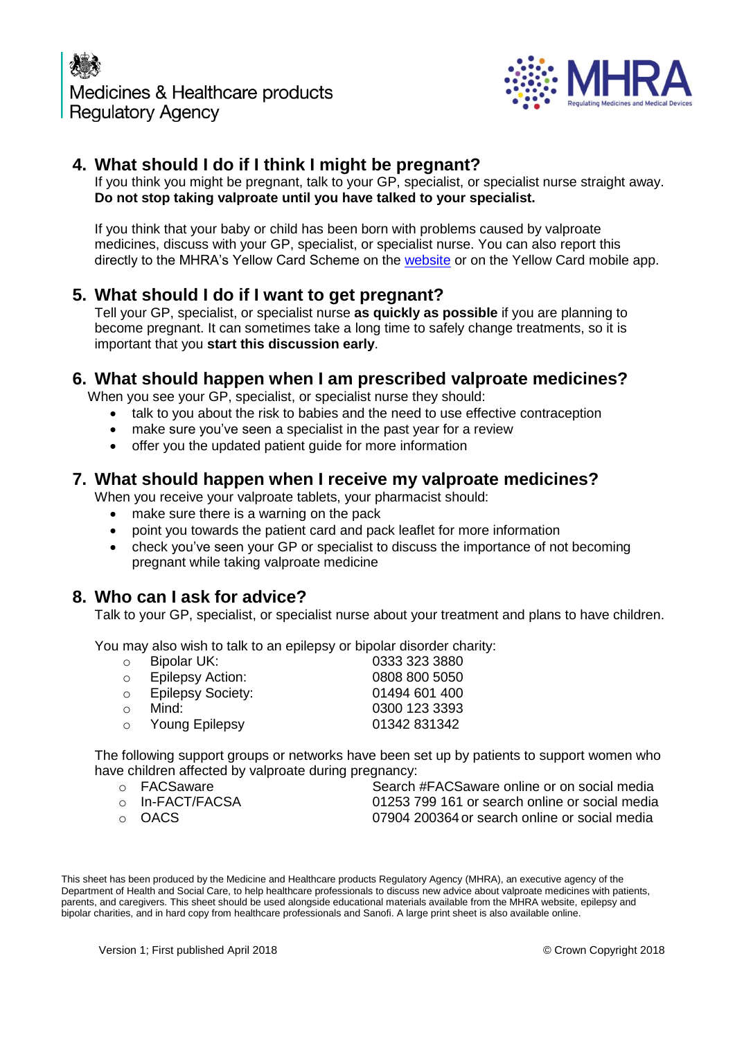## 4. What should I do if I think I might be pregnant?

If you think you might be pregnant, talk to your GP, specialist, or specialist nurse straight away. **Do not stop taking valproate until you have talked to your specialist.**

If you think that your baby or child has been born with problems caused by valproate medicines, discuss with your GP, specialist, or specialist nurse. You can also report this directly to the MHRA's Yellow Card Scheme on the website or on the Yellow Card mobile app.

## 5. What should I do if I want to get pregnant?

Tell your GP, specialist, or specialist nurse **as quickly as possible** if you are planning to become pregnant. It can sometimes take a long time to safely change treatments, so it is important that you **start this discussion early**.

## 6. What should happen when I am prescribed valproate medicines?

When you see your GP, specialist, or specialist nurse they should:

- talk to you about the risk to babies and the need to use effective contraception
- make sure you've seen a specialist in the past year for a review
- offer you the updated patient guide for more information

## 7. What should happen when I receive my valproate medicines?

When you receive your valproate tablets, your pharmacist should:

- make sure there is a warning on the pack
- point you towards the patient card and pack leaflet for more information
- check you've seen your GP or specialist to discuss the importance of not becoming pregnant while taking valproate medicine

## 8. Who can I ask for advice?

Talk to your GP, specialist, or specialist nurse about your treatment and plans to have children.

You may also wish to talk to an epilepsy or bipolar disorder charity:

- Bipolar UK: 0333 323 3880
- Epilepsy Action: 0808 800 5050
- Epilepsy Society: 01494 601 400
- Mind: 0300 123 3393
- Young Epilepsy 01342 831342

The following support groups or networks have been set up by patients to support women who have children affected by valproate during pregnancy:

- FACSaware Search #FACSaware online or on social media
- In-FACT/FACSA 01253 799 161 or search online or social media
- OACS 07904 200364 or search online or social media

This sheet has been produced by the Medicine and Healthcare products Regulatory Agency (MHRA), an executive agency of the Department of Health and Social Care, to help healthcare professionals to discuss new advice about valproate medicines with patients, parents, and caregivers. This sheet should be used alongside educational materials available from the MHRA website, epilepsy and bipolar charities, and in hard copy from healthcare professionals and Sanofi. A large print sheet is also available online.

Version 1; First published April 2018

© Crown Copyright 2018